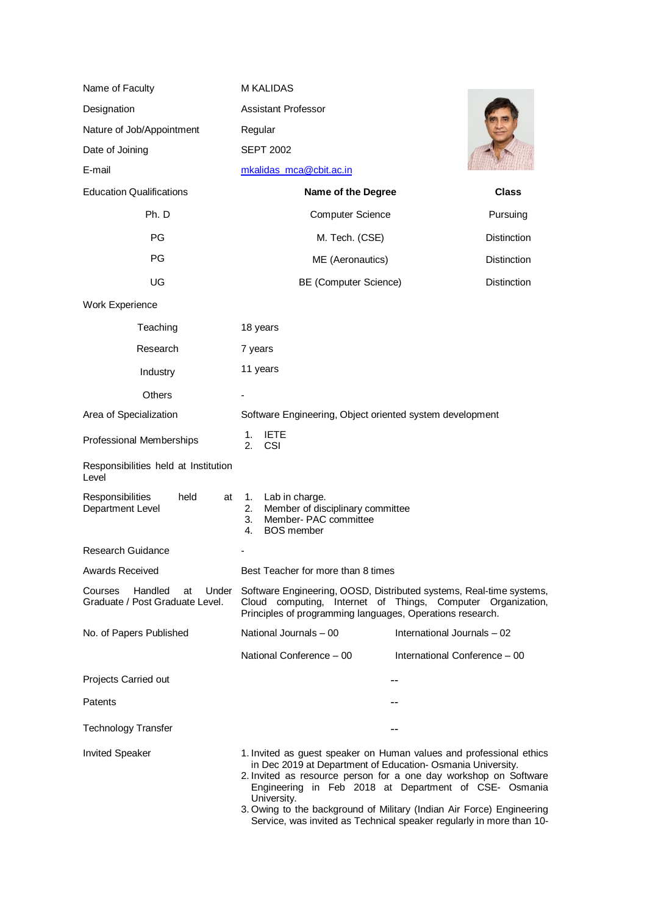| | | |
|---|---|---|
| Name of Faculty | M KALIDAS | |
| Designation | Assistant Professor | |
| Nature of Job/Appointment | Regular | |
| Date of Joining | SEPT 2002 | |
| E-mail | mkalidas_mca@cbit.ac.in | |
| Education Qualifications | **Name of the Degree** | **Class** |
| Ph. D | Computer Science | Pursuing |
| PG | M. Tech. (CSE) | Distinction |
| PG | ME (Aeronautics) | Distinction |
| UG | BE (Computer Science) | Distinction |
| Work Experience | | |
| Teaching | 18 years | |
| Research | 7 years | |
| Industry | 11 years | |
| Others | - | |
| Area of Specialization | Software Engineering, Object oriented system development | |
| Professional Memberships | 1. IETE<br>2. CSI | |
| Responsibilities held at Institution Level | | |
| Responsibilities held at Department Level | 1. Lab in charge.<br>2. Member of disciplinary committee<br>3. Member- PAC committee<br>4. BOS member | |
| Research Guidance | - | |
| Awards Received | Best Teacher for more than 8 times | |
| Courses Handled at Under Graduate / Post Graduate Level. | Software Engineering, OOSD, Distributed systems, Real-time systems, Cloud computing, Internet of Things, Computer Organization, Principles of programming languages, Operations research. | |
| No. of Papers Published | National Journals – 00 | International Journals – 02 |
| | National Conference – 00 | International Conference – 00 |
| Projects Carried out | -- | |
| Patents | -- | |
| Technology Transfer | -- | |
| Invited Speaker | 1. Invited as guest speaker on Human values and professional ethics in Dec 2019 at Department of Education- Osmania University.<br>2. Invited as resource person for a one day workshop on Software Engineering in Feb 2018 at Department of CSE- Osmania University.<br>3. Owing to the background of Military (Indian Air Force) Engineering Service, was invited as Technical speaker regularly in more than 10- | |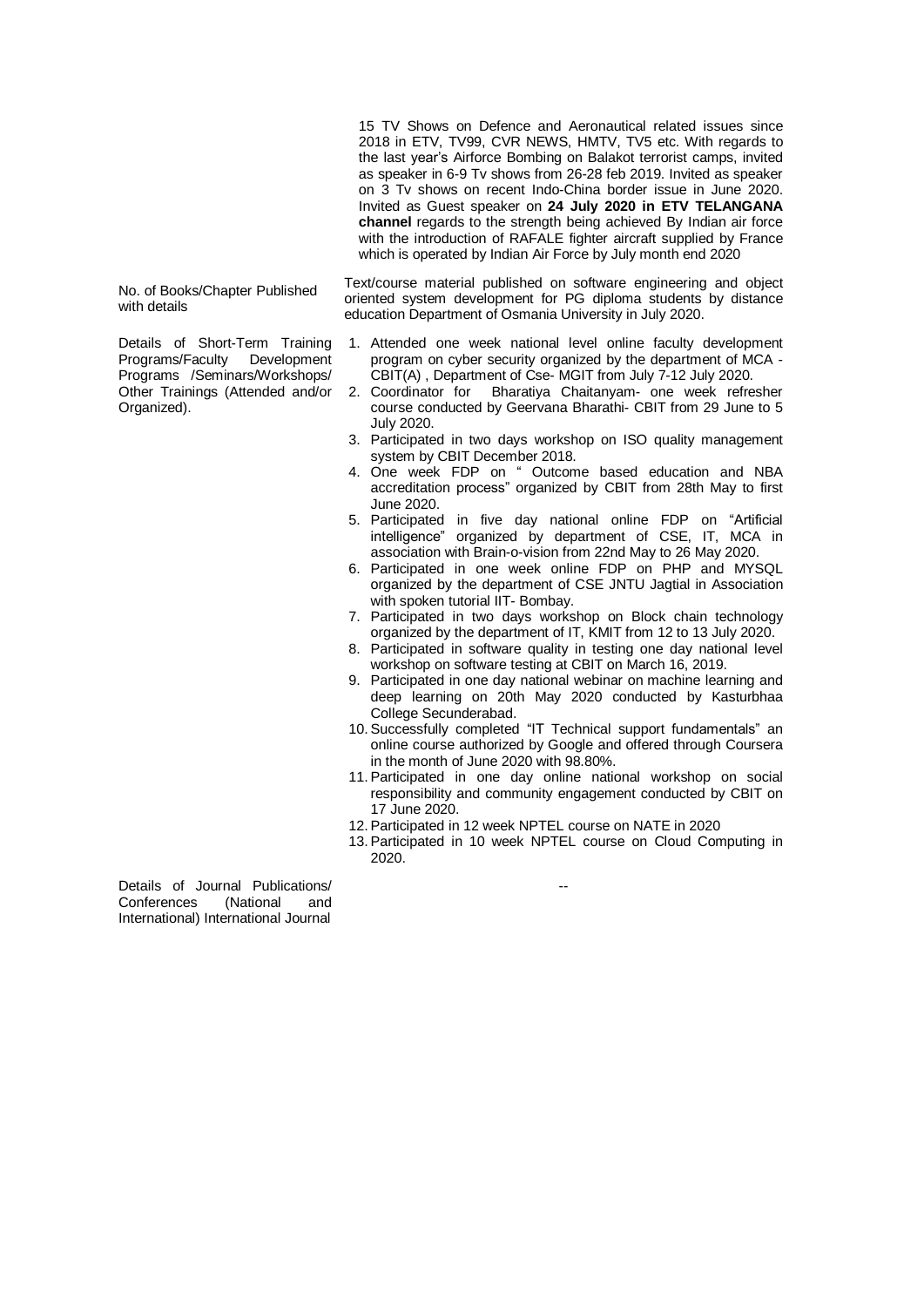| | |
|---|---|
| | 15 TV Shows on Defence and Aeronautical related issues since 2018 in ETV, TV99, CVR NEWS, HMTV, TV5 etc. With regards to the last year's Airforce Bombing on Balakot terrorist camps, invited as speaker in 6-9 Tv shows from 26-28 feb 2019. Invited as speaker on 3 Tv shows on recent Indo-China border issue in June 2020. Invited as Guest speaker on **24 July 2020 in ETV TELANGANA channel** regards to the strength being achieved By Indian air force with the introduction of RAFALE fighter aircraft supplied by France which is operated by Indian Air Force by July month end 2020 |
| No. of Books/Chapter Published with details | Text/course material published on software engineering and object oriented system development for PG diploma students by distance education Department of Osmania University in July 2020. |
| Details of Short-Term Training Programs/Faculty Development Programs /Seminars/Workshops/ Other Trainings (Attended and/or Organized). | 1. Attended one week national level online faculty development program on cyber security organized by the department of MCA - CBIT(A) , Department of Cse- MGIT from July 7-12 July 2020.<br>2. Coordinator for Bharatiya Chaitanyam- one week refresher course conducted by Geervana Bharathi- CBIT from 29 June to 5 July 2020.<br>3. Participated in two days workshop on ISO quality management system by CBIT December 2018.<br>4. One week FDP on " Outcome based education and NBA accreditation process" organized by CBIT from 28th May to first June 2020.<br>5. Participated in five day national online FDP on "Artificial intelligence" organized by department of CSE, IT, MCA in association with Brain-o-vision from 22nd May to 26 May 2020.<br>6. Participated in one week online FDP on PHP and MYSQL organized by the department of CSE JNTU Jagtial in Association with spoken tutorial IIT- Bombay.<br>7. Participated in two days workshop on Block chain technology organized by the department of IT, KMIT from 12 to 13 July 2020.<br>8. Participated in software quality in testing one day national level workshop on software testing at CBIT on March 16, 2019.<br>9. Participated in one day national webinar on machine learning and deep learning on 20th May 2020 conducted by Kasturbhaa College Secunderabad.<br>10. Successfully completed "IT Technical support fundamentals" an online course authorized by Google and offered through Coursera in the month of June 2020 with 98.80%.<br>11. Participated in one day online national workshop on social responsibility and community engagement conducted by CBIT on 17 June 2020.<br>12. Participated in 12 week NPTEL course on NATE in 2020<br>13. Participated in 10 week NPTEL course on Cloud Computing in 2020. |
| Details of Journal Publications/ Conferences (National and International) International Journal | -- |